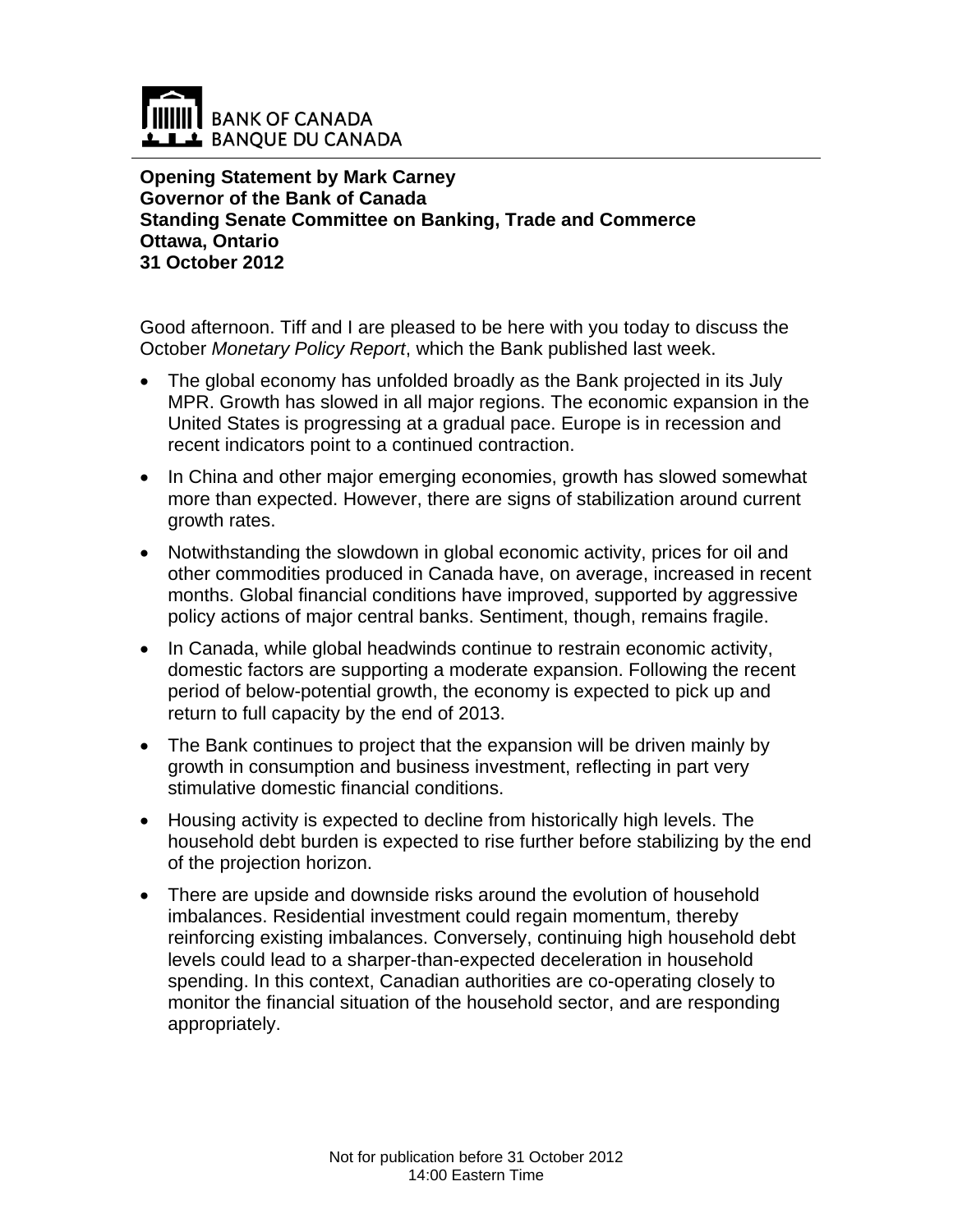**Opening Statement by Mark Carney**
**Governor of the Bank of Canada**
**Standing Senate Committee on Banking, Trade and Commerce**
**Ottawa, Ontario**
**31 October 2012**

Good afternoon. Tiff and I are pleased to be here with you today to discuss the October *Monetary Policy Report*, which the Bank published last week.

- The global economy has unfolded broadly as the Bank projected in its July MPR. Growth has slowed in all major regions. The economic expansion in the United States is progressing at a gradual pace. Europe is in recession and recent indicators point to a continued contraction.
- In China and other major emerging economies, growth has slowed somewhat more than expected. However, there are signs of stabilization around current growth rates.
- Notwithstanding the slowdown in global economic activity, prices for oil and other commodities produced in Canada have, on average, increased in recent months. Global financial conditions have improved, supported by aggressive policy actions of major central banks. Sentiment, though, remains fragile.
- In Canada, while global headwinds continue to restrain economic activity, domestic factors are supporting a moderate expansion. Following the recent period of below-potential growth, the economy is expected to pick up and return to full capacity by the end of 2013.
- The Bank continues to project that the expansion will be driven mainly by growth in consumption and business investment, reflecting in part very stimulative domestic financial conditions.
- Housing activity is expected to decline from historically high levels. The household debt burden is expected to rise further before stabilizing by the end of the projection horizon.
- There are upside and downside risks around the evolution of household imbalances. Residential investment could regain momentum, thereby reinforcing existing imbalances. Conversely, continuing high household debt levels could lead to a sharper-than-expected deceleration in household spending. In this context, Canadian authorities are co-operating closely to monitor the financial situation of the household sector, and are responding appropriately.

Not for publication before 31 October 2012
14:00 Eastern Time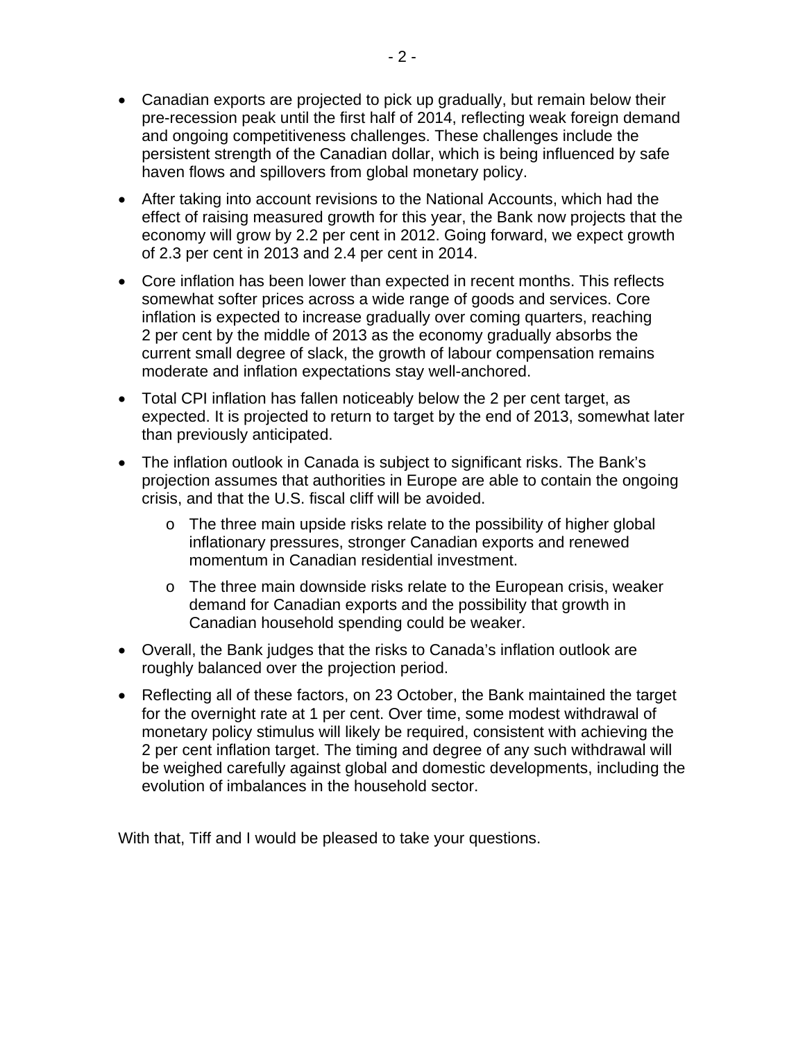- Canadian exports are projected to pick up gradually, but remain below their pre-recession peak until the first half of 2014, reflecting weak foreign demand and ongoing competitiveness challenges. These challenges include the persistent strength of the Canadian dollar, which is being influenced by safe haven flows and spillovers from global monetary policy.
- After taking into account revisions to the National Accounts, which had the effect of raising measured growth for this year, the Bank now projects that the economy will grow by 2.2 per cent in 2012. Going forward, we expect growth of 2.3 per cent in 2013 and 2.4 per cent in 2014.
- Core inflation has been lower than expected in recent months. This reflects somewhat softer prices across a wide range of goods and services. Core inflation is expected to increase gradually over coming quarters, reaching 2 per cent by the middle of 2013 as the economy gradually absorbs the current small degree of slack, the growth of labour compensation remains moderate and inflation expectations stay well-anchored.
- Total CPI inflation has fallen noticeably below the 2 per cent target, as expected. It is projected to return to target by the end of 2013, somewhat later than previously anticipated.
- The inflation outlook in Canada is subject to significant risks. The Bank's projection assumes that authorities in Europe are able to contain the ongoing crisis, and that the U.S. fiscal cliff will be avoided.
  - The three main upside risks relate to the possibility of higher global inflationary pressures, stronger Canadian exports and renewed momentum in Canadian residential investment.
  - The three main downside risks relate to the European crisis, weaker demand for Canadian exports and the possibility that growth in Canadian household spending could be weaker.
- Overall, the Bank judges that the risks to Canada's inflation outlook are roughly balanced over the projection period.
- Reflecting all of these factors, on 23 October, the Bank maintained the target for the overnight rate at 1 per cent. Over time, some modest withdrawal of monetary policy stimulus will likely be required, consistent with achieving the 2 per cent inflation target. The timing and degree of any such withdrawal will be weighed carefully against global and domestic developments, including the evolution of imbalances in the household sector.

With that, Tiff and I would be pleased to take your questions.